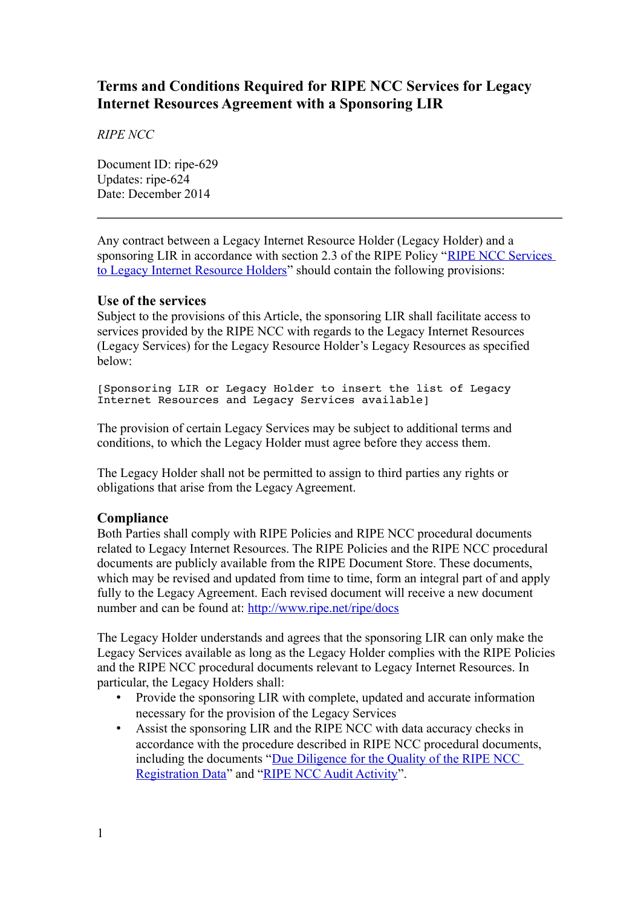# Terms and Conditions Required for RIPE NCC Services for Legacy Internet Resources Agreement with a Sponsoring LIR

*RIPE NCC*

Document ID: ripe-629
Updates: ripe-624
Date: December 2014

---

Any contract between a Legacy Internet Resource Holder (Legacy Holder) and a sponsoring LIR in accordance with section 2.3 of the RIPE Policy "[RIPE NCC Services to Legacy Internet Resource Holders](#)" should contain the following provisions:

## Use of the services

Subject to the provisions of this Article, the sponsoring LIR shall facilitate access to services provided by the RIPE NCC with regards to the Legacy Internet Resources (Legacy Services) for the Legacy Resource Holder's Legacy Resources as specified below:

```
[Sponsoring LIR or Legacy Holder to insert the list of Legacy
Internet Resources and Legacy Services available]
```

The provision of certain Legacy Services may be subject to additional terms and conditions, to which the Legacy Holder must agree before they access them.

The Legacy Holder shall not be permitted to assign to third parties any rights or obligations that arise from the Legacy Agreement.

## Compliance

Both Parties shall comply with RIPE Policies and RIPE NCC procedural documents related to Legacy Internet Resources. The RIPE Policies and the RIPE NCC procedural documents are publicly available from the RIPE Document Store. These documents, which may be revised and updated from time to time, form an integral part of and apply fully to the Legacy Agreement. Each revised document will receive a new document number and can be found at: [http://www.ripe.net/ripe/docs](http://www.ripe.net/ripe/docs)

The Legacy Holder understands and agrees that the sponsoring LIR can only make the Legacy Services available as long as the Legacy Holder complies with the RIPE Policies and the RIPE NCC procedural documents relevant to Legacy Internet Resources. In particular, the Legacy Holders shall:

- Provide the sponsoring LIR with complete, updated and accurate information necessary for the provision of the Legacy Services
- Assist the sponsoring LIR and the RIPE NCC with data accuracy checks in accordance with the procedure described in RIPE NCC procedural documents, including the documents "[Due Diligence for the Quality of the RIPE NCC Registration Data](#)" and "[RIPE NCC Audit Activity](#)".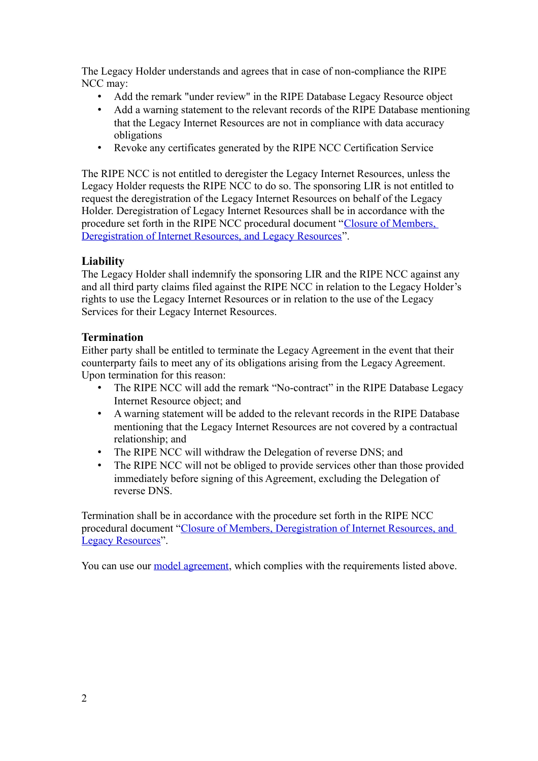The Legacy Holder understands and agrees that in case of non-compliance the RIPE NCC may:

- Add the remark "under review" in the RIPE Database Legacy Resource object
- Add a warning statement to the relevant records of the RIPE Database mentioning that the Legacy Internet Resources are not in compliance with data accuracy obligations
- Revoke any certificates generated by the RIPE NCC Certification Service

The RIPE NCC is not entitled to deregister the Legacy Internet Resources, unless the Legacy Holder requests the RIPE NCC to do so. The sponsoring LIR is not entitled to request the deregistration of the Legacy Internet Resources on behalf of the Legacy Holder. Deregistration of Legacy Internet Resources shall be in accordance with the procedure set forth in the RIPE NCC procedural document "Closure of Members, Deregistration of Internet Resources, and Legacy Resources".

### Liability

The Legacy Holder shall indemnify the sponsoring LIR and the RIPE NCC against any and all third party claims filed against the RIPE NCC in relation to the Legacy Holder's rights to use the Legacy Internet Resources or in relation to the use of the Legacy Services for their Legacy Internet Resources.

### Termination

Either party shall be entitled to terminate the Legacy Agreement in the event that their counterparty fails to meet any of its obligations arising from the Legacy Agreement. Upon termination for this reason:

- The RIPE NCC will add the remark "No-contract" in the RIPE Database Legacy Internet Resource object; and
- A warning statement will be added to the relevant records in the RIPE Database mentioning that the Legacy Internet Resources are not covered by a contractual relationship; and
- The RIPE NCC will withdraw the Delegation of reverse DNS; and
- The RIPE NCC will not be obliged to provide services other than those provided immediately before signing of this Agreement, excluding the Delegation of reverse DNS.

Termination shall be in accordance with the procedure set forth in the RIPE NCC procedural document "Closure of Members, Deregistration of Internet Resources, and Legacy Resources".

You can use our model agreement, which complies with the requirements listed above.